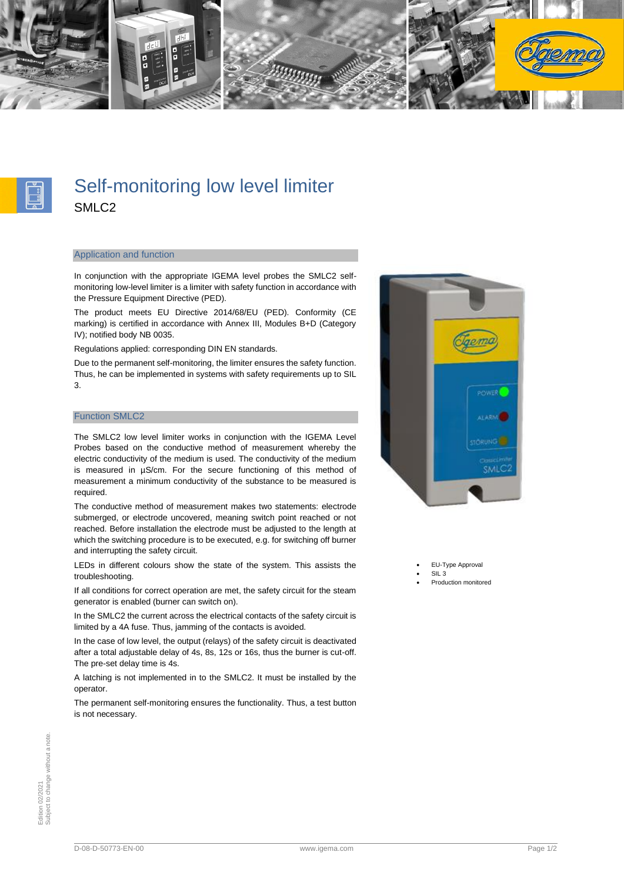# Self-monitoring low level limiter

SMLC2

## Application and function

In conjunction with the appropriate IGEMA level probes the SMLC2 self-monitoring low-level limiter is a limiter with safety function in accordance with the Pressure Equipment Directive (PED).

The product meets EU Directive 2014/68/EU (PED). Conformity (CE marking) is certified in accordance with Annex III, Modules B+D (Category IV); notified body NB 0035.

Regulations applied: corresponding DIN EN standards.

Due to the permanent self-monitoring, the limiter ensures the safety function. Thus, he can be implemented in systems with safety requirements up to SIL 3.

## Function SMLC2

The SMLC2 low level limiter works in conjunction with the IGEMA Level Probes based on the conductive method of measurement whereby the electric conductivity of the medium is used. The conductivity of the medium is measured in µS/cm. For the secure functioning of this method of measurement a minimum conductivity of the substance to be measured is required.

The conductive method of measurement makes two statements: electrode submerged, or electrode uncovered, meaning switch point reached or not reached. Before installation the electrode must be adjusted to the length at which the switching procedure is to be executed, e.g. for switching off burner and interrupting the safety circuit.

LEDs in different colours show the state of the system. This assists the troubleshooting.

If all conditions for correct operation are met, the safety circuit for the steam generator is enabled (burner can switch on).

In the SMLC2 the current across the electrical contacts of the safety circuit is limited by a 4A fuse. Thus, jamming of the contacts is avoided.

In the case of low level, the output (relays) of the safety circuit is deactivated after a total adjustable delay of 4s, 8s, 12s or 16s, thus the burner is cut-off. The pre-set delay time is 4s.

A latching is not implemented in to the SMLC2. It must be installed by the operator.

The permanent self-monitoring ensures the functionality. Thus, a test button is not necessary.

- EU-Type Approval
- SIL 3
- Production monitored

Edition 02/2021
Subject to change without a note.

D-08-D-50773-EN-00 www.igema.com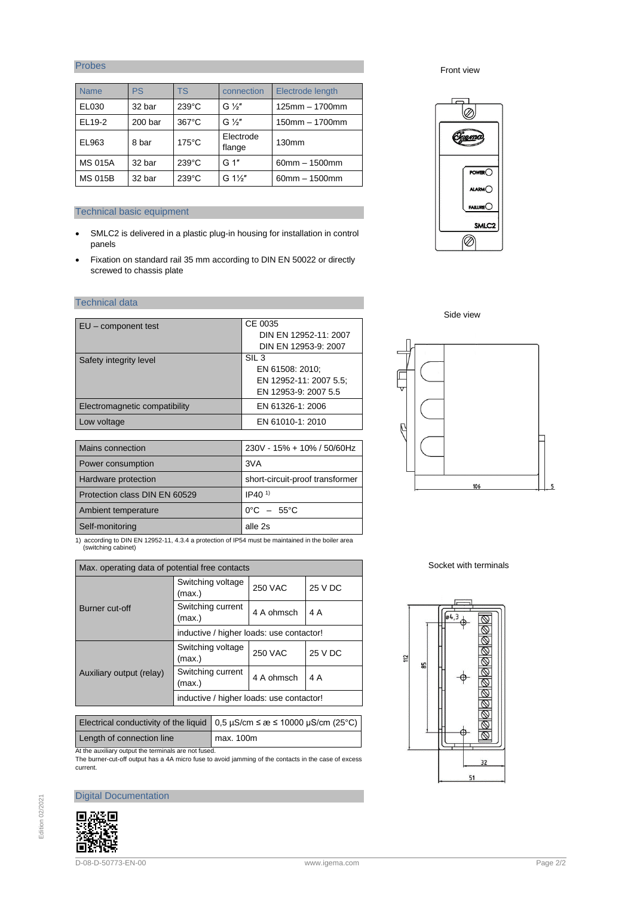## Probes

| Name | PS | TS | connection | Electrode length |
|---|---|---|---|---|
| EL030 | 32 bar | 239°C | G ½″ | 125mm – 1700mm |
| EL19-2 | 200 bar | 367°C | G ½″ | 150mm – 1700mm |
| EL963 | 8 bar | 175°C | Electrode flange | 130mm |
| MS 015A | 32 bar | 239°C | G 1″ | 60mm – 1500mm |
| MS 015B | 32 bar | 239°C | G 1½″ | 60mm – 1500mm |

## Technical basic equipment

- SMLC2 is delivered in a plastic plug-in housing for installation in control panels
- Fixation on standard rail 35 mm according to DIN EN 50022 or directly screwed to chassis plate

## Technical data

| | |
|---|---|
| EU – component test | CE 0035<br>DIN EN 12952-11: 2007<br>DIN EN 12953-9: 2007 |
| Safety integrity level | SIL 3<br>EN 61508: 2010;<br>EN 12952-11: 2007 5.5;<br>EN 12953-9: 2007 5.5 |
| Electromagnetic compatibility | EN 61326-1: 2006 |
| Low voltage | EN 61010-1: 2010 |

| | |
|---|---|
| Mains connection | 230V - 15% + 10% / 50/60Hz |
| Power consumption | 3VA |
| Hardware protection | short-circuit-proof transformer |
| Protection class DIN EN 60529 | IP40 [1)] |
| Ambient temperature | 0°C – 55°C |
| Self-monitoring | alle 2s |

1) according to DIN EN 12952-11, 4.3.4 a protection of IP54 must be maintained in the boiler area (switching cabinet)

| Max. operating data of potential free contacts | | | |
|---|---|---|---|
| Burner cut-off | Switching voltage (max.) | 250 VAC | 25 V DC |
| | Switching current (max.) | 4 A ohmsch | 4 A |
| | inductive / higher loads: use contactor! | | |
| Auxiliary output (relay) | Switching voltage (max.) | 250 VAC | 25 V DC |
| | Switching current (max.) | 4 A ohmsch | 4 A |
| | inductive / higher loads: use contactor! | | |

| | |
|---|---|
| Electrical conductivity of the liquid | 0,5 µS/cm ≤ æ ≤ 10000 µS/cm (25°C) |
| Length of connection line | max. 100m |

At the auxiliary output the terminals are not fused.
The burner-cut-off output has a 4A micro fuse to avoid jamming of the contacts in the case of excess current.

## Digital Documentation

Front view

POWER
ALARM
FAILURE
SMLC2

Side view

106
5

Socket with terminals

ø4,3
112
85
32
51

Edition 02/2021

D-08-D-50773-EN-00 www.igema.com